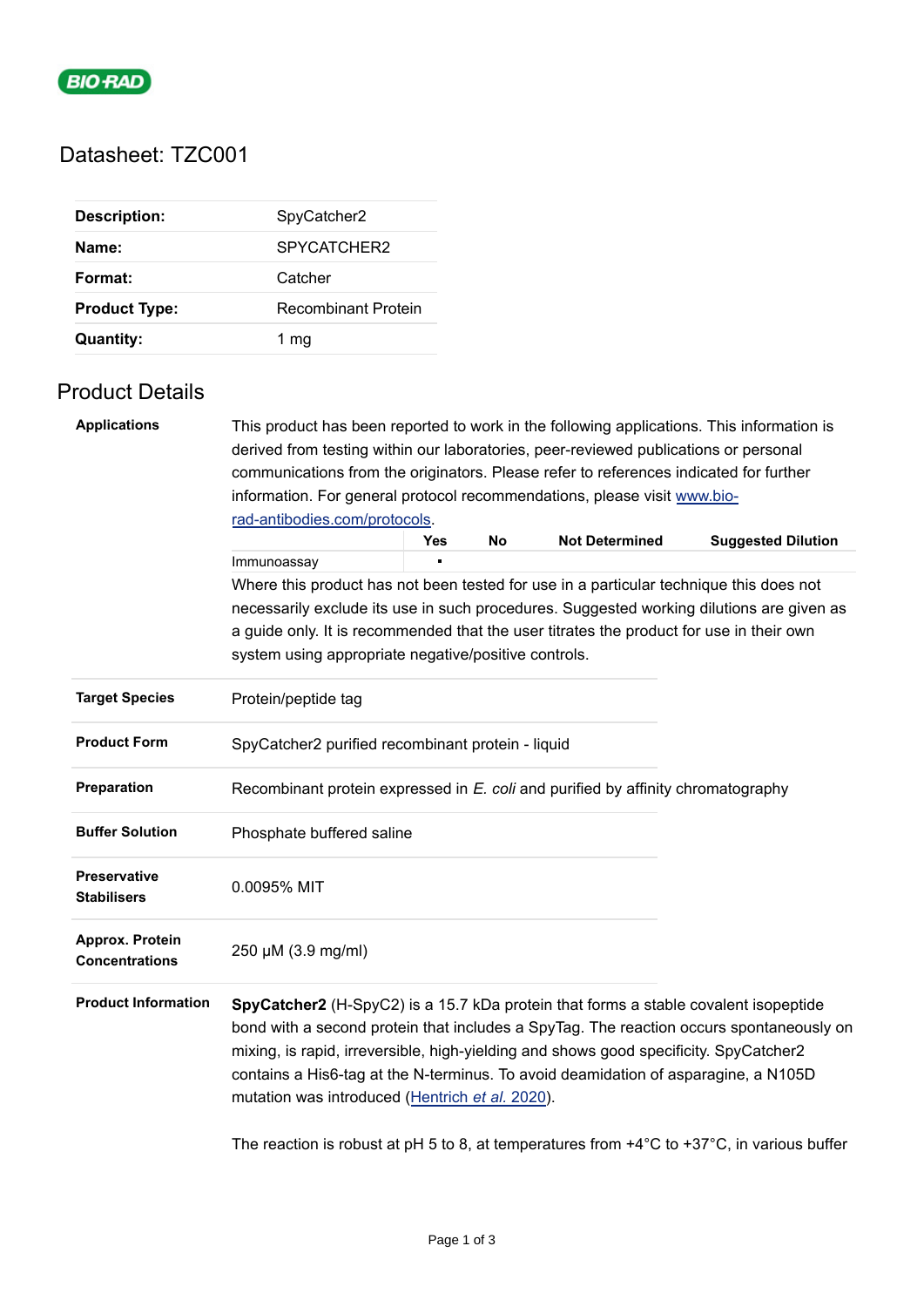BIO-RAD

# Datasheet: TZC001

| | |
|---|---|
| **Description:** | SpyCatcher2 |
| **Name:** | SPYCATCHER2 |
| **Format:** | Catcher |
| **Product Type:** | Recombinant Protein |
| **Quantity:** | 1 mg |

## Product Details

**Applications**

This product has been reported to work in the following applications. This information is derived from testing within our laboratories, peer-reviewed publications or personal communications from the originators. Please refer to references indicated for further information. For general protocol recommendations, please visit www.bio-rad-antibodies.com/protocols.

| | Yes | No | Not Determined | Suggested Dilution |
|---|---|---|---|---|
| Immunoassay | ▪ | | | |

Where this product has not been tested for use in a particular technique this does not necessarily exclude its use in such procedures. Suggested working dilutions are given as a guide only. It is recommended that the user titrates the product for use in their own system using appropriate negative/positive controls.

**Target Species**

Protein/peptide tag

**Product Form**

SpyCatcher2 purified recombinant protein - liquid

**Preparation**

Recombinant protein expressed in *E. coli* and purified by affinity chromatography

**Buffer Solution**

Phosphate buffered saline

**Preservative Stabilisers**

0.0095% MIT

**Approx. Protein Concentrations**

250 µM (3.9 mg/ml)

**Product Information**

**SpyCatcher2** (H-SpyC2) is a 15.7 kDa protein that forms a stable covalent isopeptide bond with a second protein that includes a SpyTag. The reaction occurs spontaneously on mixing, is rapid, irreversible, high-yielding and shows good specificity. SpyCatcher2 contains a His6-tag at the N-terminus. To avoid deamidation of asparagine, a N105D mutation was introduced (Hentrich *et al.* 2020).

The reaction is robust at pH 5 to 8, at temperatures from +4°C to +37°C, in various buffer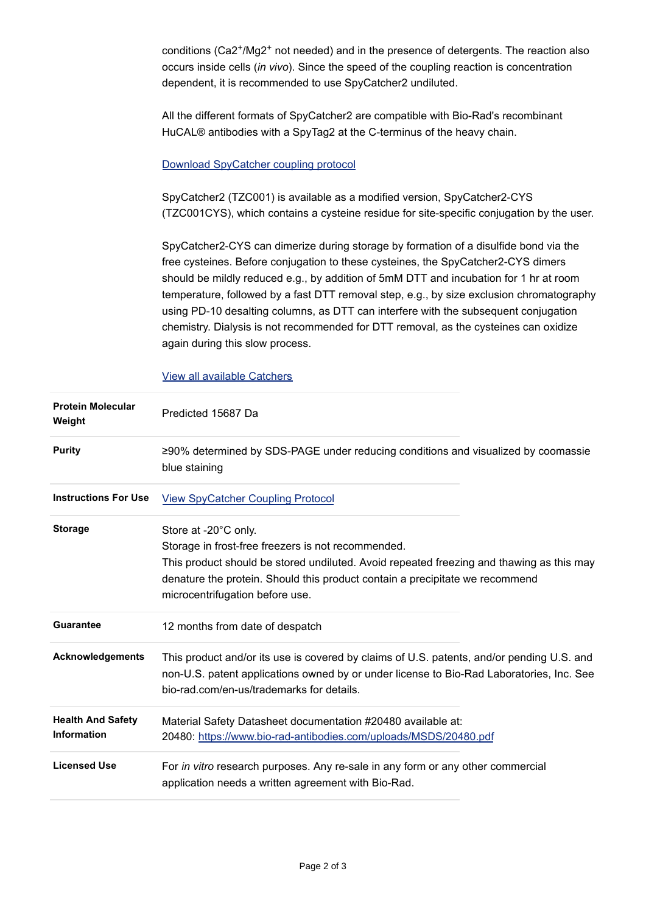conditions ($Ca2^+$/$Mg2^+$ not needed) and in the presence of detergents. The reaction also occurs inside cells (*in vivo*). Since the speed of the coupling reaction is concentration dependent, it is recommended to use SpyCatcher2 undiluted.

All the different formats of SpyCatcher2 are compatible with Bio-Rad's recombinant HuCAL® antibodies with a SpyTag2 at the C-terminus of the heavy chain.

[Download SpyCatcher coupling protocol]

SpyCatcher2 (TZC001) is available as a modified version, SpyCatcher2-CYS (TZC001CYS), which contains a cysteine residue for site-specific conjugation by the user.

SpyCatcher2-CYS can dimerize during storage by formation of a disulfide bond via the free cysteines. Before conjugation to these cysteines, the SpyCatcher2-CYS dimers should be mildly reduced e.g., by addition of 5mM DTT and incubation for 1 hr at room temperature, followed by a fast DTT removal step, e.g., by size exclusion chromatography using PD-10 desalting columns, as DTT can interfere with the subsequent conjugation chemistry. Dialysis is not recommended for DTT removal, as the cysteines can oxidize again during this slow process.

[View all available Catchers]

| | |
|---|---|
| **Protein Molecular Weight** | Predicted 15687 Da |
| **Purity** | ≥90% determined by SDS-PAGE under reducing conditions and visualized by coomassie blue staining |
| **Instructions For Use** | [View SpyCatcher Coupling Protocol] |
| **Storage** | Store at -20°C only.<br>Storage in frost-free freezers is not recommended.<br>This product should be stored undiluted. Avoid repeated freezing and thawing as this may denature the protein. Should this product contain a precipitate we recommend microcentrifugation before use. |
| **Guarantee** | 12 months from date of despatch |
| **Acknowledgements** | This product and/or its use is covered by claims of U.S. patents, and/or pending U.S. and non-U.S. patent applications owned by or under license to Bio-Rad Laboratories, Inc. See bio-rad.com/en-us/trademarks for details. |
| **Health And Safety Information** | Material Safety Datasheet documentation #20480 available at:<br>20480: https://www.bio-rad-antibodies.com/uploads/MSDS/20480.pdf |
| **Licensed Use** | For *in vitro* research purposes. Any re-sale in any form or any other commercial application needs a written agreement with Bio-Rad. |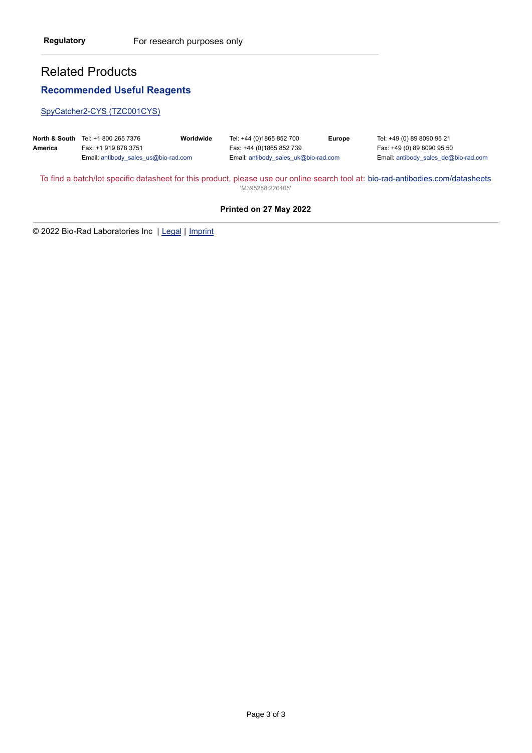| | |
|---|---|
| **Regulatory** | For research purposes only |

# Related Products

## Recommended Useful Reagents

SpyCatcher2-CYS (TZC001CYS)

| | | | | | |
|---|---|---|---|---|---|
| **North & South America** | Tel: +1 800 265 7376<br>Fax: +1 919 878 3751<br>Email: antibody_sales_us@bio-rad.com | **Worldwide** | Tel: +44 (0)1865 852 700<br>Fax: +44 (0)1865 852 739<br>Email: antibody_sales_uk@bio-rad.com | **Europe** | Tel: +49 (0) 89 8090 95 21<br>Fax: +49 (0) 89 8090 95 50<br>Email: antibody_sales_de@bio-rad.com |

To find a batch/lot specific datasheet for this product, please use our online search tool at: bio-rad-antibodies.com/datasheets

'M395258:220405'

**Printed on 27 May 2022**

© 2022 Bio-Rad Laboratories Inc | Legal | Imprint